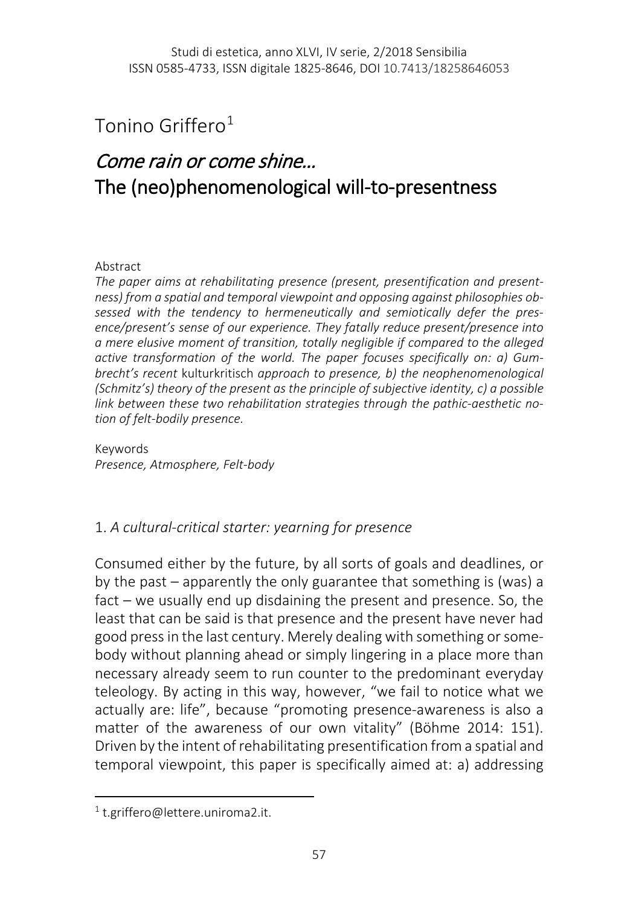Studi di estetica, anno XLVI, IV serie, 2/2018 Sensibilia
ISSN 0585-4733, ISSN digitale 1825-8646, DOI 10.7413/18258646053

# Tonino Griffero[1]

# *Come rain or come shine…* The (neo)phenomenological will-to-presentness

Abstract

*The paper aims at rehabilitating presence (present, presentification and presentness) from a spatial and temporal viewpoint and opposing against philosophies obsessed with the tendency to hermeneutically and semiotically defer the presence/present's sense of our experience. They fatally reduce present/presence into a mere elusive moment of transition, totally negligible if compared to the alleged active transformation of the world. The paper focuses specifically on: a) Gumbrecht's recent* kulturkritisch *approach to presence, b) the neophenomenological (Schmitz's) theory of the present as the principle of subjective identity, c) a possible link between these two rehabilitation strategies through the pathic-aesthetic notion of felt-bodily presence.*

Keywords
*Presence, Atmosphere, Felt-body*

## 1. *A cultural-critical starter: yearning for presence*

Consumed either by the future, by all sorts of goals and deadlines, or by the past – apparently the only guarantee that something is (was) a fact – we usually end up disdaining the present and presence. So, the least that can be said is that presence and the present have never had good press in the last century. Merely dealing with something or somebody without planning ahead or simply lingering in a place more than necessary already seem to run counter to the predominant everyday teleology. By acting in this way, however, "we fail to notice what we actually are: life", because "promoting presence-awareness is also a matter of the awareness of our own vitality" (Böhme 2014: 151). Driven by the intent of rehabilitating presentification from a spatial and temporal viewpoint, this paper is specifically aimed at: a) addressing

[1] t.griffero@lettere.uniroma2.it.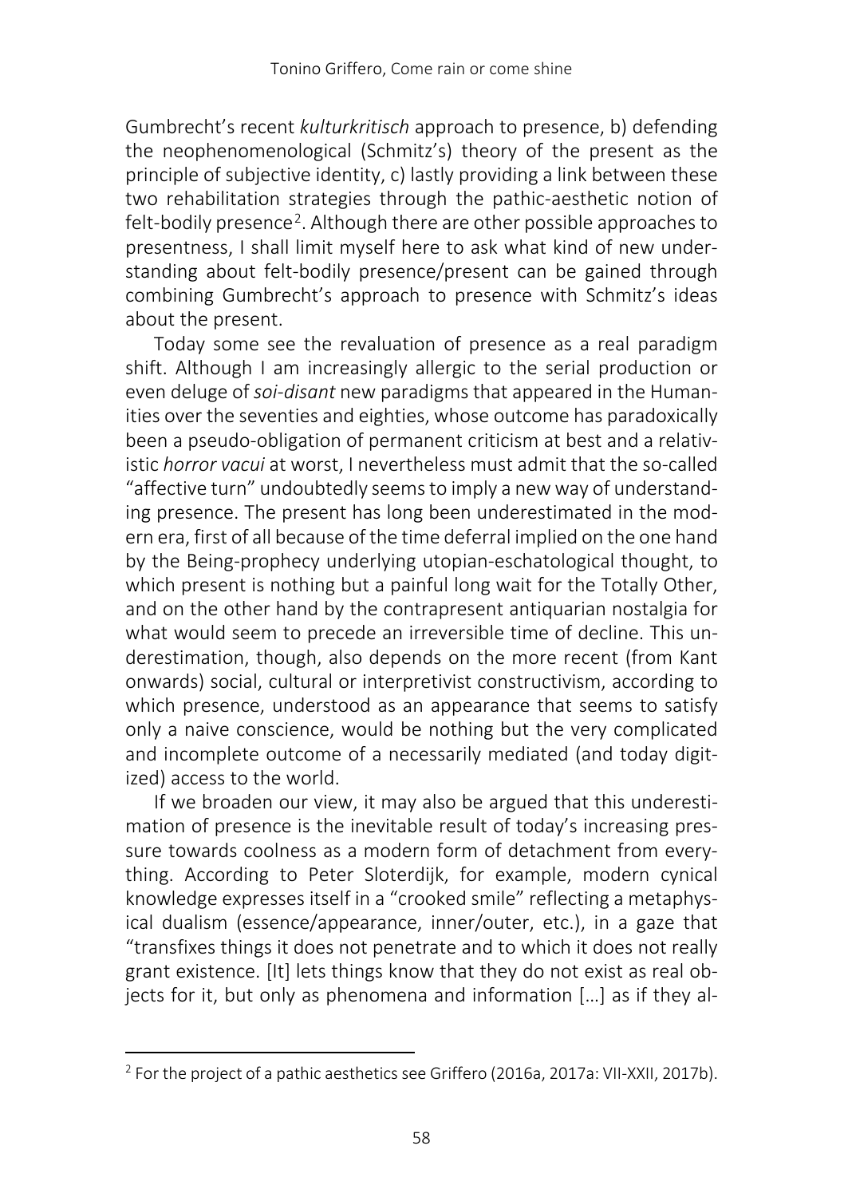Gumbrecht's recent *kulturkritisch* approach to presence, b) defending the neophenomenological (Schmitz's) theory of the present as the principle of subjective identity, c) lastly providing a link between these two rehabilitation strategies through the pathic-aesthetic notion of felt-bodily presence[2]. Although there are other possible approaches to presentness, I shall limit myself here to ask what kind of new understanding about felt-bodily presence/present can be gained through combining Gumbrecht's approach to presence with Schmitz's ideas about the present.

Today some see the revaluation of presence as a real paradigm shift. Although I am increasingly allergic to the serial production or even deluge of *soi-disant* new paradigms that appeared in the Humanities over the seventies and eighties, whose outcome has paradoxically been a pseudo-obligation of permanent criticism at best and a relativistic *horror vacui* at worst, I nevertheless must admit that the so-called "affective turn" undoubtedly seems to imply a new way of understanding presence. The present has long been underestimated in the modern era, first of all because of the time deferral implied on the one hand by the Being-prophecy underlying utopian-eschatological thought, to which present is nothing but a painful long wait for the Totally Other, and on the other hand by the contrapresent antiquarian nostalgia for what would seem to precede an irreversible time of decline. This underestimation, though, also depends on the more recent (from Kant onwards) social, cultural or interpretivist constructivism, according to which presence, understood as an appearance that seems to satisfy only a naive conscience, would be nothing but the very complicated and incomplete outcome of a necessarily mediated (and today digitized) access to the world.

If we broaden our view, it may also be argued that this underestimation of presence is the inevitable result of today's increasing pressure towards coolness as a modern form of detachment from everything. According to Peter Sloterdijk, for example, modern cynical knowledge expresses itself in a "crooked smile" reflecting a metaphysical dualism (essence/appearance, inner/outer, etc.), in a gaze that "transfixes things it does not penetrate and to which it does not really grant existence. [It] lets things know that they do not exist as real objects for it, but only as phenomena and information […] as if they al-

[2] For the project of a pathic aesthetics see Griffero (2016a, 2017a: VII-XXII, 2017b).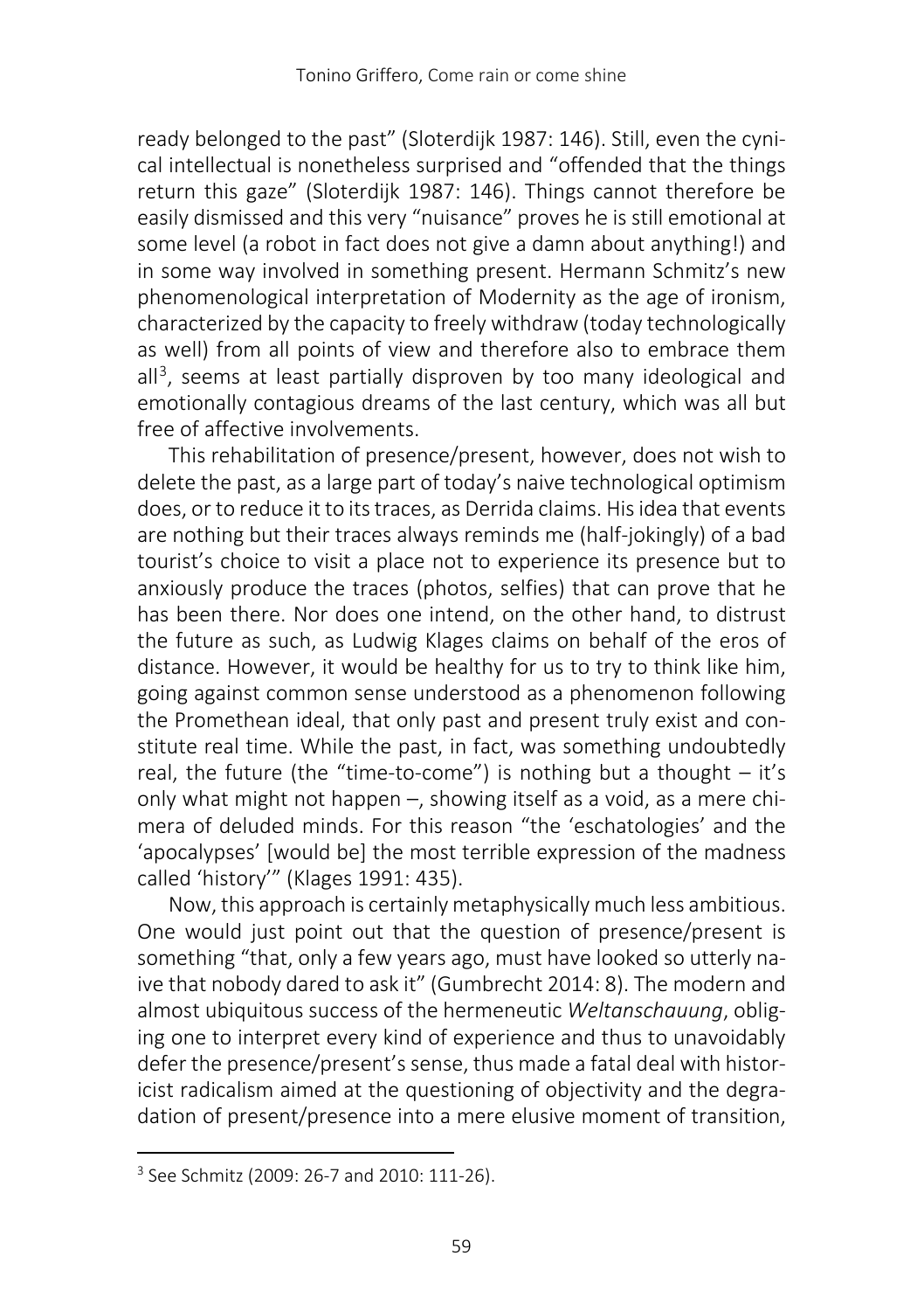ready belonged to the past" (Sloterdijk 1987: 146). Still, even the cynical intellectual is nonetheless surprised and "offended that the things return this gaze" (Sloterdijk 1987: 146). Things cannot therefore be easily dismissed and this very "nuisance" proves he is still emotional at some level (a robot in fact does not give a damn about anything!) and in some way involved in something present. Hermann Schmitz's new phenomenological interpretation of Modernity as the age of ironism, characterized by the capacity to freely withdraw (today technologically as well) from all points of view and therefore also to embrace them all[3], seems at least partially disproven by too many ideological and emotionally contagious dreams of the last century, which was all but free of affective involvements.

This rehabilitation of presence/present, however, does not wish to delete the past, as a large part of today's naive technological optimism does, or to reduce it to its traces, as Derrida claims. His idea that events are nothing but their traces always reminds me (half-jokingly) of a bad tourist's choice to visit a place not to experience its presence but to anxiously produce the traces (photos, selfies) that can prove that he has been there. Nor does one intend, on the other hand, to distrust the future as such, as Ludwig Klages claims on behalf of the eros of distance. However, it would be healthy for us to try to think like him, going against common sense understood as a phenomenon following the Promethean ideal, that only past and present truly exist and constitute real time. While the past, in fact, was something undoubtedly real, the future (the "time-to-come") is nothing but a thought – it's only what might not happen –, showing itself as a void, as a mere chimera of deluded minds. For this reason "the 'eschatologies' and the 'apocalypses' [would be] the most terrible expression of the madness called 'history'" (Klages 1991: 435).

Now, this approach is certainly metaphysically much less ambitious. One would just point out that the question of presence/present is something "that, only a few years ago, must have looked so utterly naive that nobody dared to ask it" (Gumbrecht 2014: 8). The modern and almost ubiquitous success of the hermeneutic *Weltanschauung*, obliging one to interpret every kind of experience and thus to unavoidably defer the presence/present's sense, thus made a fatal deal with historicist radicalism aimed at the questioning of objectivity and the degradation of present/presence into a mere elusive moment of transition,

---

[3] See Schmitz (2009: 26-7 and 2010: 111-26).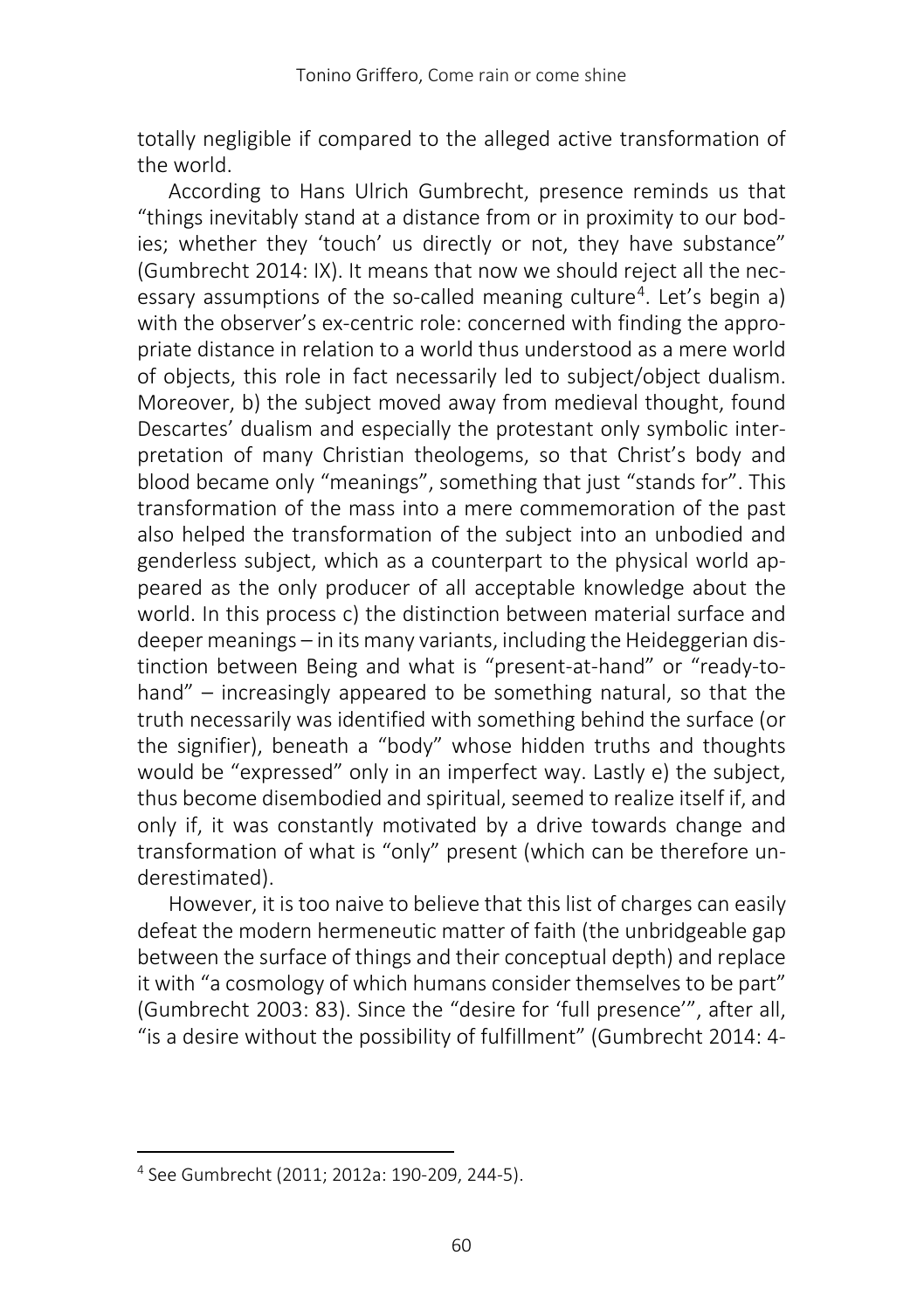totally negligible if compared to the alleged active transformation of the world.

According to Hans Ulrich Gumbrecht, presence reminds us that "things inevitably stand at a distance from or in proximity to our bodies; whether they 'touch' us directly or not, they have substance" (Gumbrecht 2014: IX). It means that now we should reject all the necessary assumptions of the so-called meaning culture[4]. Let's begin a) with the observer's ex-centric role: concerned with finding the appropriate distance in relation to a world thus understood as a mere world of objects, this role in fact necessarily led to subject/object dualism. Moreover, b) the subject moved away from medieval thought, found Descartes' dualism and especially the protestant only symbolic interpretation of many Christian theologems, so that Christ's body and blood became only "meanings", something that just "stands for". This transformation of the mass into a mere commemoration of the past also helped the transformation of the subject into an unbodied and genderless subject, which as a counterpart to the physical world appeared as the only producer of all acceptable knowledge about the world. In this process c) the distinction between material surface and deeper meanings – in its many variants, including the Heideggerian distinction between Being and what is "present-at-hand" or "ready-to-hand" – increasingly appeared to be something natural, so that the truth necessarily was identified with something behind the surface (or the signifier), beneath a "body" whose hidden truths and thoughts would be "expressed" only in an imperfect way. Lastly e) the subject, thus become disembodied and spiritual, seemed to realize itself if, and only if, it was constantly motivated by a drive towards change and transformation of what is "only" present (which can be therefore underestimated).

However, it is too naive to believe that this list of charges can easily defeat the modern hermeneutic matter of faith (the unbridgeable gap between the surface of things and their conceptual depth) and replace it with "a cosmology of which humans consider themselves to be part" (Gumbrecht 2003: 83). Since the "desire for 'full presence'", after all, "is a desire without the possibility of fulfillment" (Gumbrecht 2014: 4-

[4] See Gumbrecht (2011; 2012a: 190-209, 244-5).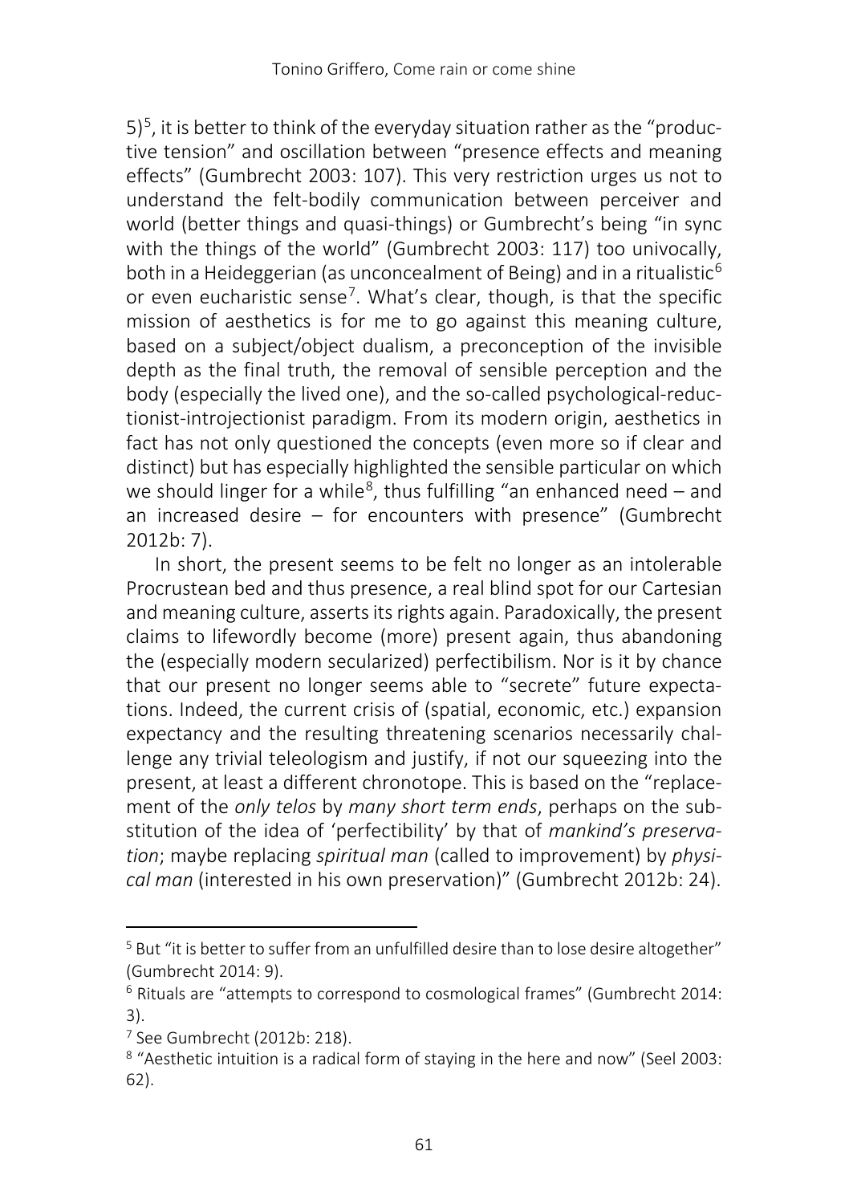5)[5], it is better to think of the everyday situation rather as the "productive tension" and oscillation between "presence effects and meaning effects" (Gumbrecht 2003: 107). This very restriction urges us not to understand the felt-bodily communication between perceiver and world (better things and quasi-things) or Gumbrecht's being "in sync with the things of the world" (Gumbrecht 2003: 117) too univocally, both in a Heideggerian (as unconcealment of Being) and in a ritualistic[6] or even eucharistic sense[7]. What's clear, though, is that the specific mission of aesthetics is for me to go against this meaning culture, based on a subject/object dualism, a preconception of the invisible depth as the final truth, the removal of sensible perception and the body (especially the lived one), and the so-called psychological-reductionist-introjectionist paradigm. From its modern origin, aesthetics in fact has not only questioned the concepts (even more so if clear and distinct) but has especially highlighted the sensible particular on which we should linger for a while[8], thus fulfilling "an enhanced need – and an increased desire – for encounters with presence" (Gumbrecht 2012b: 7).

In short, the present seems to be felt no longer as an intolerable Procrustean bed and thus presence, a real blind spot for our Cartesian and meaning culture, asserts its rights again. Paradoxically, the present claims to lifewordly become (more) present again, thus abandoning the (especially modern secularized) perfectibilism. Nor is it by chance that our present no longer seems able to "secrete" future expectations. Indeed, the current crisis of (spatial, economic, etc.) expansion expectancy and the resulting threatening scenarios necessarily challenge any trivial teleologism and justify, if not our squeezing into the present, at least a different chronotope. This is based on the "replacement of the *only telos* by *many short term ends*, perhaps on the substitution of the idea of 'perfectibility' by that of *mankind's preservation*; maybe replacing *spiritual man* (called to improvement) by *physical man* (interested in his own preservation)" (Gumbrecht 2012b: 24).

---

[5] But "it is better to suffer from an unfulfilled desire than to lose desire altogether" (Gumbrecht 2014: 9).

[6] Rituals are "attempts to correspond to cosmological frames" (Gumbrecht 2014: 3).

[7] See Gumbrecht (2012b: 218).

[8] "Aesthetic intuition is a radical form of staying in the here and now" (Seel 2003: 62).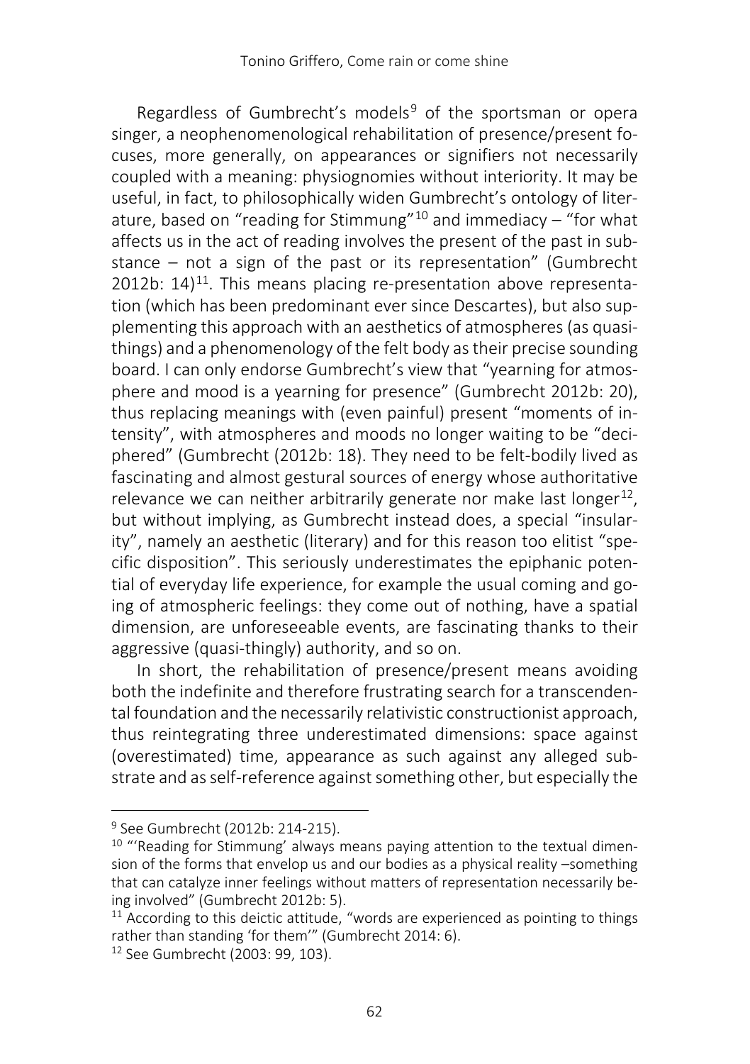Regardless of Gumbrecht's models[9] of the sportsman or opera singer, a neophenomenological rehabilitation of presence/present focuses, more generally, on appearances or signifiers not necessarily coupled with a meaning: physiognomies without interiority. It may be useful, in fact, to philosophically widen Gumbrecht's ontology of literature, based on "reading for Stimmung"[10] and immediacy – "for what affects us in the act of reading involves the present of the past in substance – not a sign of the past or its representation" (Gumbrecht 2012b: 14)[11]. This means placing re-presentation above representation (which has been predominant ever since Descartes), but also supplementing this approach with an aesthetics of atmospheres (as quasi-things) and a phenomenology of the felt body as their precise sounding board. I can only endorse Gumbrecht's view that "yearning for atmosphere and mood is a yearning for presence" (Gumbrecht 2012b: 20), thus replacing meanings with (even painful) present "moments of intensity", with atmospheres and moods no longer waiting to be "deciphered" (Gumbrecht (2012b: 18). They need to be felt-bodily lived as fascinating and almost gestural sources of energy whose authoritative relevance we can neither arbitrarily generate nor make last longer[12], but without implying, as Gumbrecht instead does, a special "insularity", namely an aesthetic (literary) and for this reason too elitist "specific disposition". This seriously underestimates the epiphanic potential of everyday life experience, for example the usual coming and going of atmospheric feelings: they come out of nothing, have a spatial dimension, are unforeseeable events, are fascinating thanks to their aggressive (quasi-thingly) authority, and so on.

In short, the rehabilitation of presence/present means avoiding both the indefinite and therefore frustrating search for a transcendental foundation and the necessarily relativistic constructionist approach, thus reintegrating three underestimated dimensions: space against (overestimated) time, appearance as such against any alleged substrate and as self-reference against something other, but especially the

---

[9] See Gumbrecht (2012b: 214-215).

[10] "'Reading for Stimmung' always means paying attention to the textual dimension of the forms that envelop us and our bodies as a physical reality –something that can catalyze inner feelings without matters of representation necessarily being involved" (Gumbrecht 2012b: 5).

[11] According to this deictic attitude, "words are experienced as pointing to things rather than standing 'for them'" (Gumbrecht 2014: 6).

[12] See Gumbrecht (2003: 99, 103).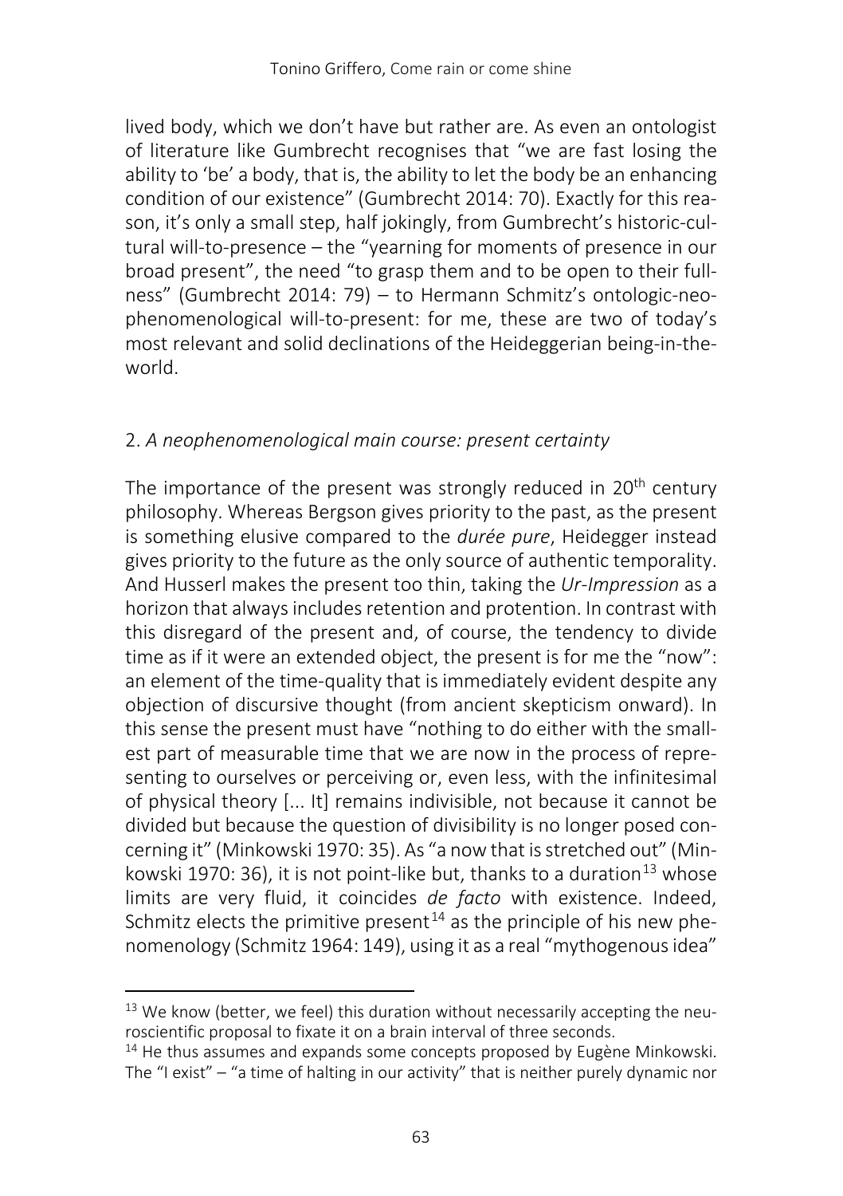lived body, which we don't have but rather are. As even an ontologist of literature like Gumbrecht recognises that "we are fast losing the ability to 'be' a body, that is, the ability to let the body be an enhancing condition of our existence" (Gumbrecht 2014: 70). Exactly for this reason, it's only a small step, half jokingly, from Gumbrecht's historic-cultural will-to-presence – the "yearning for moments of presence in our broad present", the need "to grasp them and to be open to their fullness" (Gumbrecht 2014: 79) – to Hermann Schmitz's ontologic-neophenomenological will-to-present: for me, these are two of today's most relevant and solid declinations of the Heideggerian being-in-the-world.

## 2. *A neophenomenological main course: present certainty*

The importance of the present was strongly reduced in 20th century philosophy. Whereas Bergson gives priority to the past, as the present is something elusive compared to the *durée pure*, Heidegger instead gives priority to the future as the only source of authentic temporality. And Husserl makes the present too thin, taking the *Ur-Impression* as a horizon that always includes retention and protention. In contrast with this disregard of the present and, of course, the tendency to divide time as if it were an extended object, the present is for me the "now": an element of the time-quality that is immediately evident despite any objection of discursive thought (from ancient skepticism onward). In this sense the present must have "nothing to do either with the smallest part of measurable time that we are now in the process of representing to ourselves or perceiving or, even less, with the infinitesimal of physical theory [... It] remains indivisible, not because it cannot be divided but because the question of divisibility is no longer posed concerning it" (Minkowski 1970: 35). As "a now that is stretched out" (Minkowski 1970: 36), it is not point-like but, thanks to a duration[13] whose limits are very fluid, it coincides *de facto* with existence. Indeed, Schmitz elects the primitive present[14] as the principle of his new phenomenology (Schmitz 1964: 149), using it as a real "mythogenous idea"

---

[13] We know (better, we feel) this duration without necessarily accepting the neuroscientific proposal to fixate it on a brain interval of three seconds.

[14] He thus assumes and expands some concepts proposed by Eugène Minkowski. The "I exist" – "a time of halting in our activity" that is neither purely dynamic nor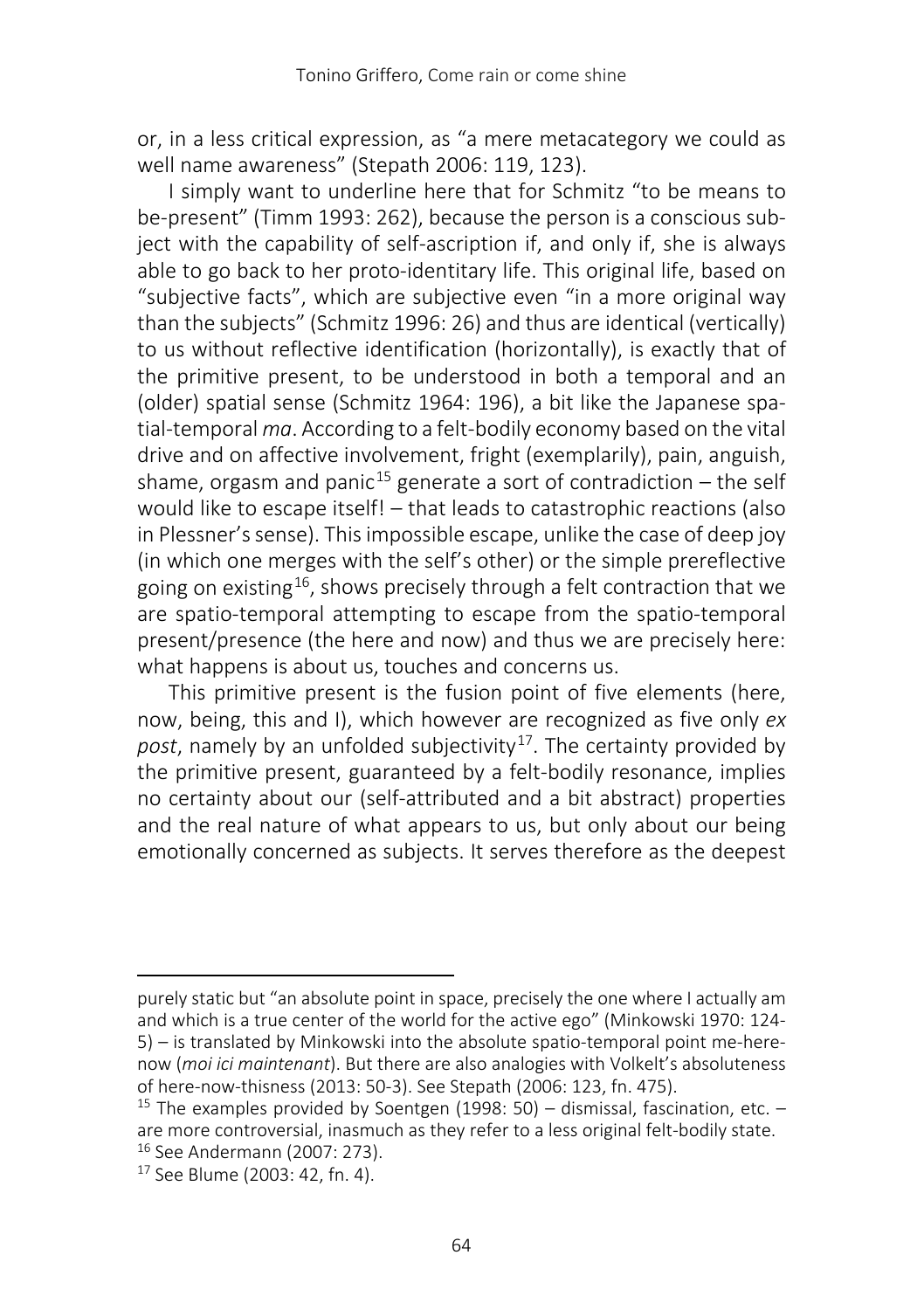or, in a less critical expression, as "a mere metacategory we could as well name awareness" (Stepath 2006: 119, 123).

I simply want to underline here that for Schmitz "to be means to be-present" (Timm 1993: 262), because the person is a conscious subject with the capability of self-ascription if, and only if, she is always able to go back to her proto-identitary life. This original life, based on "subjective facts", which are subjective even "in a more original way than the subjects" (Schmitz 1996: 26) and thus are identical (vertically) to us without reflective identification (horizontally), is exactly that of the primitive present, to be understood in both a temporal and an (older) spatial sense (Schmitz 1964: 196), a bit like the Japanese spatial-temporal *ma*. According to a felt-bodily economy based on the vital drive and on affective involvement, fright (exemplarily), pain, anguish, shame, orgasm and panic[15] generate a sort of contradiction – the self would like to escape itself! – that leads to catastrophic reactions (also in Plessner's sense). This impossible escape, unlike the case of deep joy (in which one merges with the self's other) or the simple prereflective going on existing[16], shows precisely through a felt contraction that we are spatio-temporal attempting to escape from the spatio-temporal present/presence (the here and now) and thus we are precisely here: what happens is about us, touches and concerns us.

This primitive present is the fusion point of five elements (here, now, being, this and I), which however are recognized as five only *ex post*, namely by an unfolded subjectivity[17]. The certainty provided by the primitive present, guaranteed by a felt-bodily resonance, implies no certainty about our (self-attributed and a bit abstract) properties and the real nature of what appears to us, but only about our being emotionally concerned as subjects. It serves therefore as the deepest

---

purely static but "an absolute point in space, precisely the one where I actually am and which is a true center of the world for the active ego" (Minkowski 1970: 124-5) – is translated by Minkowski into the absolute spatio-temporal point me-here-now (*moi ici maintenant*). But there are also analogies with Volkelt's absoluteness of here-now-thisness (2013: 50-3). See Stepath (2006: 123, fn. 475).

[15] The examples provided by Soentgen (1998: 50) – dismissal, fascination, etc. – are more controversial, inasmuch as they refer to a less original felt-bodily state.

[16] See Andermann (2007: 273).

[17] See Blume (2003: 42, fn. 4).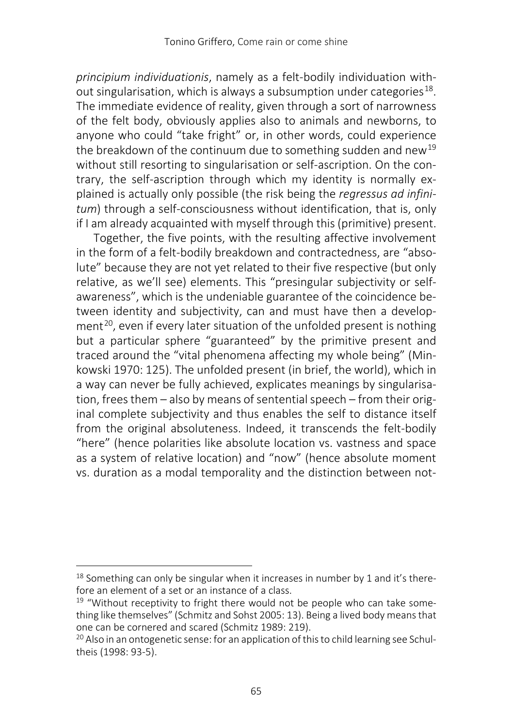*principium individuationis*, namely as a felt-bodily individuation without singularisation, which is always a subsumption under categories[18]. The immediate evidence of reality, given through a sort of narrowness of the felt body, obviously applies also to animals and newborns, to anyone who could "take fright" or, in other words, could experience the breakdown of the continuum due to something sudden and new[19] without still resorting to singularisation or self-ascription. On the contrary, the self-ascription through which my identity is normally explained is actually only possible (the risk being the *regressus ad infinitum*) through a self-consciousness without identification, that is, only if I am already acquainted with myself through this (primitive) present.

Together, the five points, with the resulting affective involvement in the form of a felt-bodily breakdown and contractedness, are "absolute" because they are not yet related to their five respective (but only relative, as we'll see) elements. This "presingular subjectivity or self-awareness", which is the undeniable guarantee of the coincidence between identity and subjectivity, can and must have then a development[20], even if every later situation of the unfolded present is nothing but a particular sphere "guaranteed" by the primitive present and traced around the "vital phenomena affecting my whole being" (Minkowski 1970: 125). The unfolded present (in brief, the world), which in a way can never be fully achieved, explicates meanings by singularisation, frees them – also by means of sentential speech – from their original complete subjectivity and thus enables the self to distance itself from the original absoluteness. Indeed, it transcends the felt-bodily "here" (hence polarities like absolute location vs. vastness and space as a system of relative location) and "now" (hence absolute moment vs. duration as a modal temporality and the distinction between not-

---

[18] Something can only be singular when it increases in number by 1 and it's therefore an element of a set or an instance of a class.

[19] "Without receptivity to fright there would not be people who can take something like themselves" (Schmitz and Sohst 2005: 13). Being a lived body means that one can be cornered and scared (Schmitz 1989: 219).

[20] Also in an ontogenetic sense: for an application of this to child learning see Schultheis (1998: 93-5).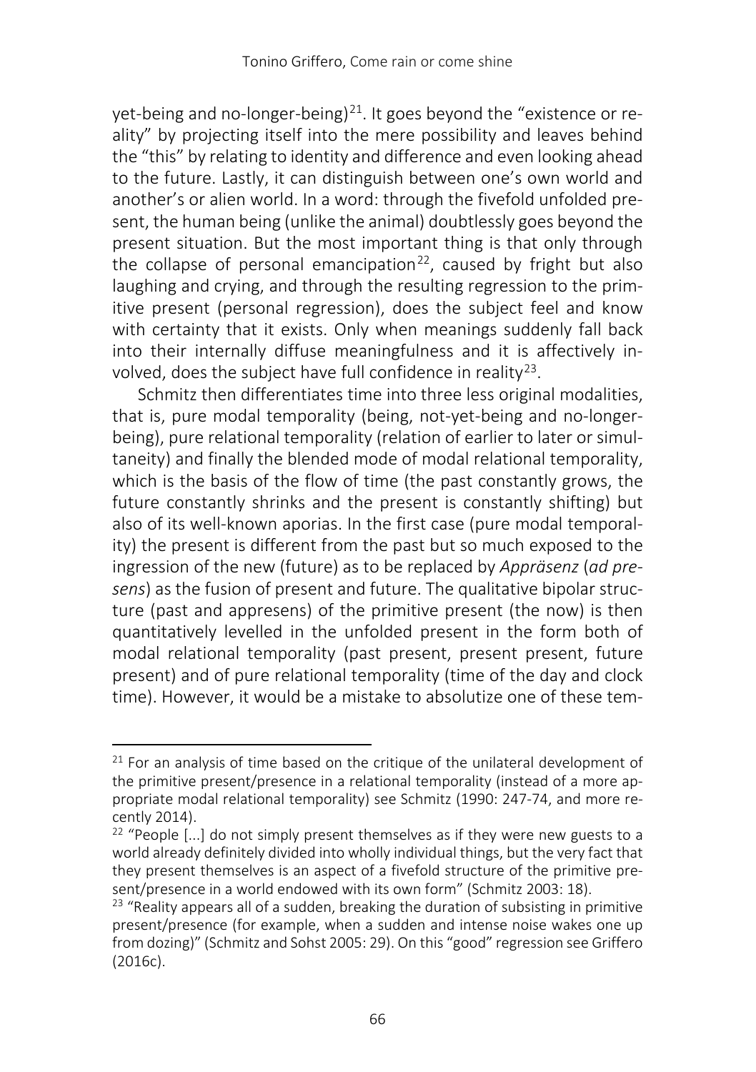yet-being and no-longer-being)[21]. It goes beyond the "existence or reality" by projecting itself into the mere possibility and leaves behind the "this" by relating to identity and difference and even looking ahead to the future. Lastly, it can distinguish between one's own world and another's or alien world. In a word: through the fivefold unfolded present, the human being (unlike the animal) doubtlessly goes beyond the present situation. But the most important thing is that only through the collapse of personal emancipation[22], caused by fright but also laughing and crying, and through the resulting regression to the primitive present (personal regression), does the subject feel and know with certainty that it exists. Only when meanings suddenly fall back into their internally diffuse meaningfulness and it is affectively involved, does the subject have full confidence in reality[23].

Schmitz then differentiates time into three less original modalities, that is, pure modal temporality (being, not-yet-being and no-longer-being), pure relational temporality (relation of earlier to later or simultaneity) and finally the blended mode of modal relational temporality, which is the basis of the flow of time (the past constantly grows, the future constantly shrinks and the present is constantly shifting) but also of its well-known aporias. In the first case (pure modal temporality) the present is different from the past but so much exposed to the ingression of the new (future) as to be replaced by *Appräsenz* (*ad presens*) as the fusion of present and future. The qualitative bipolar structure (past and appresens) of the primitive present (the now) is then quantitatively levelled in the unfolded present in the form both of modal relational temporality (past present, present present, future present) and of pure relational temporality (time of the day and clock time). However, it would be a mistake to absolutize one of these tem-

---

[21] For an analysis of time based on the critique of the unilateral development of the primitive present/presence in a relational temporality (instead of a more appropriate modal relational temporality) see Schmitz (1990: 247-74, and more recently 2014).

[22] "People [...] do not simply present themselves as if they were new guests to a world already definitely divided into wholly individual things, but the very fact that they present themselves is an aspect of a fivefold structure of the primitive present/presence in a world endowed with its own form" (Schmitz 2003: 18).

[23] "Reality appears all of a sudden, breaking the duration of subsisting in primitive present/presence (for example, when a sudden and intense noise wakes one up from dozing)" (Schmitz and Sohst 2005: 29). On this "good" regression see Griffero (2016c).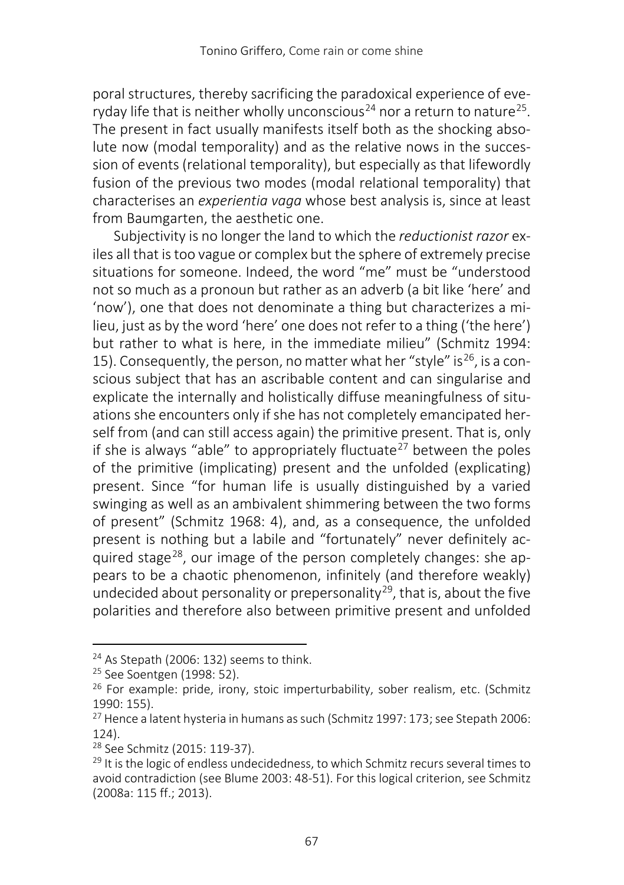poral structures, thereby sacrificing the paradoxical experience of everyday life that is neither wholly unconscious[24] nor a return to nature[25]. The present in fact usually manifests itself both as the shocking absolute now (modal temporality) and as the relative nows in the succession of events (relational temporality), but especially as that lifewordly fusion of the previous two modes (modal relational temporality) that characterises an *experientia vaga* whose best analysis is, since at least from Baumgarten, the aesthetic one.

Subjectivity is no longer the land to which the *reductionist razor* exiles all that is too vague or complex but the sphere of extremely precise situations for someone. Indeed, the word "me" must be "understood not so much as a pronoun but rather as an adverb (a bit like 'here' and 'now'), one that does not denominate a thing but characterizes a milieu, just as by the word 'here' one does not refer to a thing ('the here') but rather to what is here, in the immediate milieu" (Schmitz 1994: 15). Consequently, the person, no matter what her "style" is[26], is a conscious subject that has an ascribable content and can singularise and explicate the internally and holistically diffuse meaningfulness of situations she encounters only if she has not completely emancipated herself from (and can still access again) the primitive present. That is, only if she is always "able" to appropriately fluctuate[27] between the poles of the primitive (implicating) present and the unfolded (explicating) present. Since "for human life is usually distinguished by a varied swinging as well as an ambivalent shimmering between the two forms of present" (Schmitz 1968: 4), and, as a consequence, the unfolded present is nothing but a labile and "fortunately" never definitely acquired stage[28], our image of the person completely changes: she appears to be a chaotic phenomenon, infinitely (and therefore weakly) undecided about personality or prepersonality[29], that is, about the five polarities and therefore also between primitive present and unfolded

---

[24] As Stepath (2006: 132) seems to think.

[25] See Soentgen (1998: 52).

[26] For example: pride, irony, stoic imperturbability, sober realism, etc. (Schmitz 1990: 155).

[27] Hence a latent hysteria in humans as such (Schmitz 1997: 173; see Stepath 2006: 124).

[28] See Schmitz (2015: 119-37).

[29] It is the logic of endless undecidedness, to which Schmitz recurs several times to avoid contradiction (see Blume 2003: 48-51). For this logical criterion, see Schmitz (2008a: 115 ff.; 2013).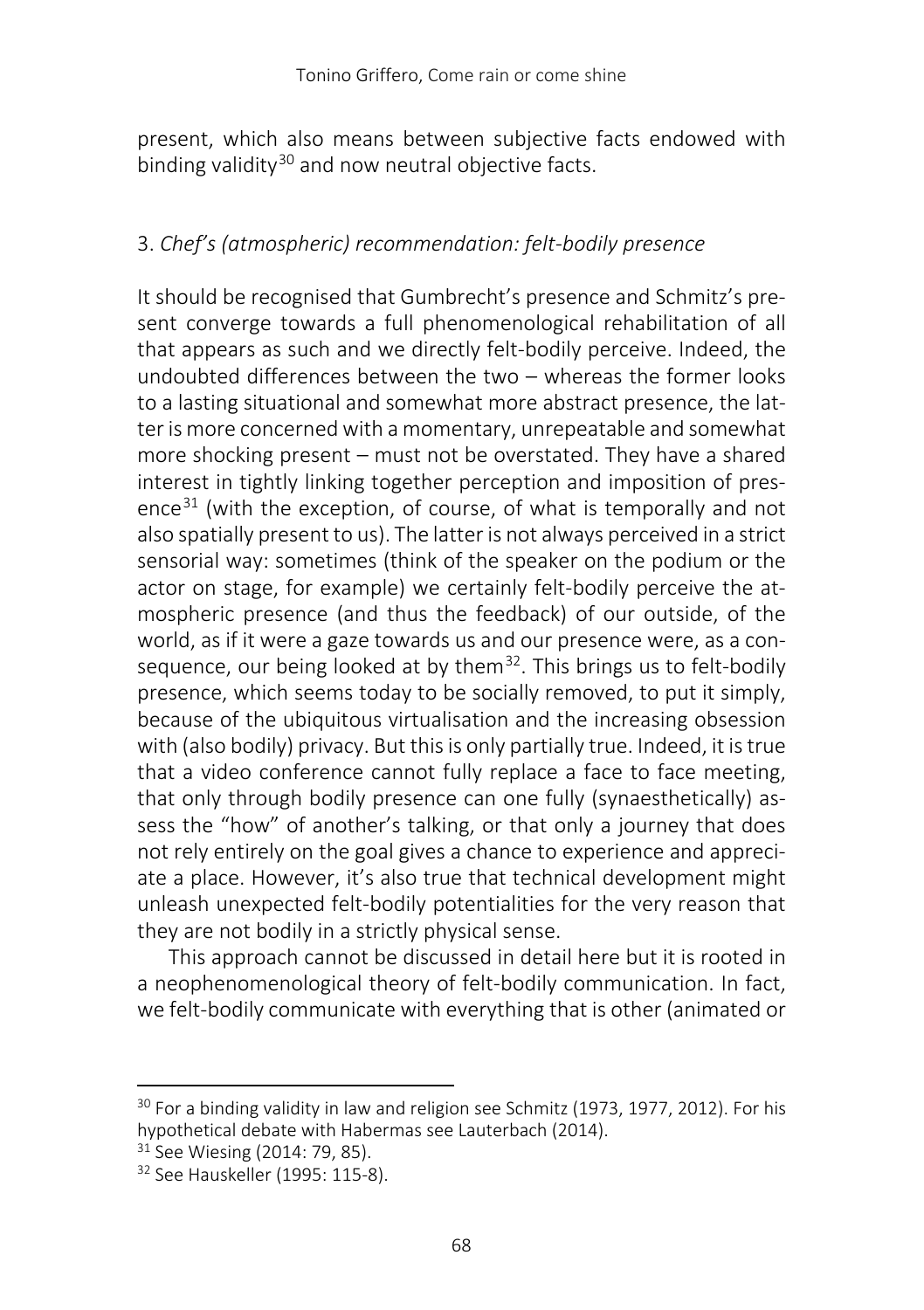present, which also means between subjective facts endowed with binding validity[30] and now neutral objective facts.

## 3. *Chef's (atmospheric) recommendation: felt-bodily presence*

It should be recognised that Gumbrecht's presence and Schmitz's present converge towards a full phenomenological rehabilitation of all that appears as such and we directly felt-bodily perceive. Indeed, the undoubted differences between the two – whereas the former looks to a lasting situational and somewhat more abstract presence, the latter is more concerned with a momentary, unrepeatable and somewhat more shocking present – must not be overstated. They have a shared interest in tightly linking together perception and imposition of presence[31] (with the exception, of course, of what is temporally and not also spatially present to us). The latter is not always perceived in a strict sensorial way: sometimes (think of the speaker on the podium or the actor on stage, for example) we certainly felt-bodily perceive the atmospheric presence (and thus the feedback) of our outside, of the world, as if it were a gaze towards us and our presence were, as a consequence, our being looked at by them[32]. This brings us to felt-bodily presence, which seems today to be socially removed, to put it simply, because of the ubiquitous virtualisation and the increasing obsession with (also bodily) privacy. But this is only partially true. Indeed, it is true that a video conference cannot fully replace a face to face meeting, that only through bodily presence can one fully (synaesthetically) assess the "how" of another's talking, or that only a journey that does not rely entirely on the goal gives a chance to experience and appreciate a place. However, it's also true that technical development might unleash unexpected felt-bodily potentialities for the very reason that they are not bodily in a strictly physical sense.

This approach cannot be discussed in detail here but it is rooted in a neophenomenological theory of felt-bodily communication. In fact, we felt-bodily communicate with everything that is other (animated or

---

[30] For a binding validity in law and religion see Schmitz (1973, 1977, 2012). For his hypothetical debate with Habermas see Lauterbach (2014).

[31] See Wiesing (2014: 79, 85).

[32] See Hauskeller (1995: 115-8).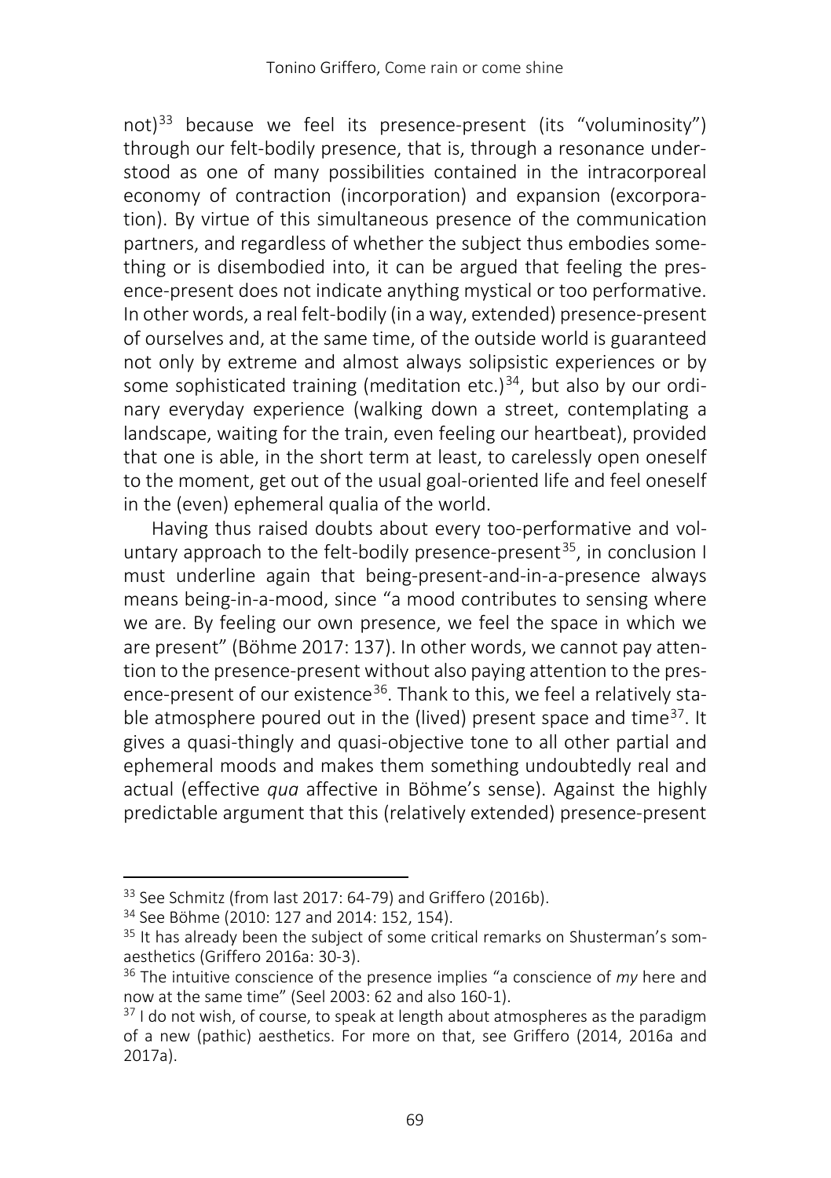not)[33] because we feel its presence-present (its "voluminosity") through our felt-bodily presence, that is, through a resonance understood as one of many possibilities contained in the intracorporeal economy of contraction (incorporation) and expansion (excorporation). By virtue of this simultaneous presence of the communication partners, and regardless of whether the subject thus embodies something or is disembodied into, it can be argued that feeling the presence-present does not indicate anything mystical or too performative. In other words, a real felt-bodily (in a way, extended) presence-present of ourselves and, at the same time, of the outside world is guaranteed not only by extreme and almost always solipsistic experiences or by some sophisticated training (meditation etc.)[34], but also by our ordinary everyday experience (walking down a street, contemplating a landscape, waiting for the train, even feeling our heartbeat), provided that one is able, in the short term at least, to carelessly open oneself to the moment, get out of the usual goal-oriented life and feel oneself in the (even) ephemeral qualia of the world.

Having thus raised doubts about every too-performative and voluntary approach to the felt-bodily presence-present[35], in conclusion I must underline again that being-present-and-in-a-presence always means being-in-a-mood, since "a mood contributes to sensing where we are. By feeling our own presence, we feel the space in which we are present" (Böhme 2017: 137). In other words, we cannot pay attention to the presence-present without also paying attention to the presence-present of our existence[36]. Thank to this, we feel a relatively stable atmosphere poured out in the (lived) present space and time[37]. It gives a quasi-thingly and quasi-objective tone to all other partial and ephemeral moods and makes them something undoubtedly real and actual (effective *qua* affective in Böhme's sense). Against the highly predictable argument that this (relatively extended) presence-present

---

[33] See Schmitz (from last 2017: 64-79) and Griffero (2016b).

[34] See Böhme (2010: 127 and 2014: 152, 154).

[35] It has already been the subject of some critical remarks on Shusterman's somaesthetics (Griffero 2016a: 30-3).

[36] The intuitive conscience of the presence implies "a conscience of *my* here and now at the same time" (Seel 2003: 62 and also 160-1).

[37] I do not wish, of course, to speak at length about atmospheres as the paradigm of a new (pathic) aesthetics. For more on that, see Griffero (2014, 2016a and 2017a).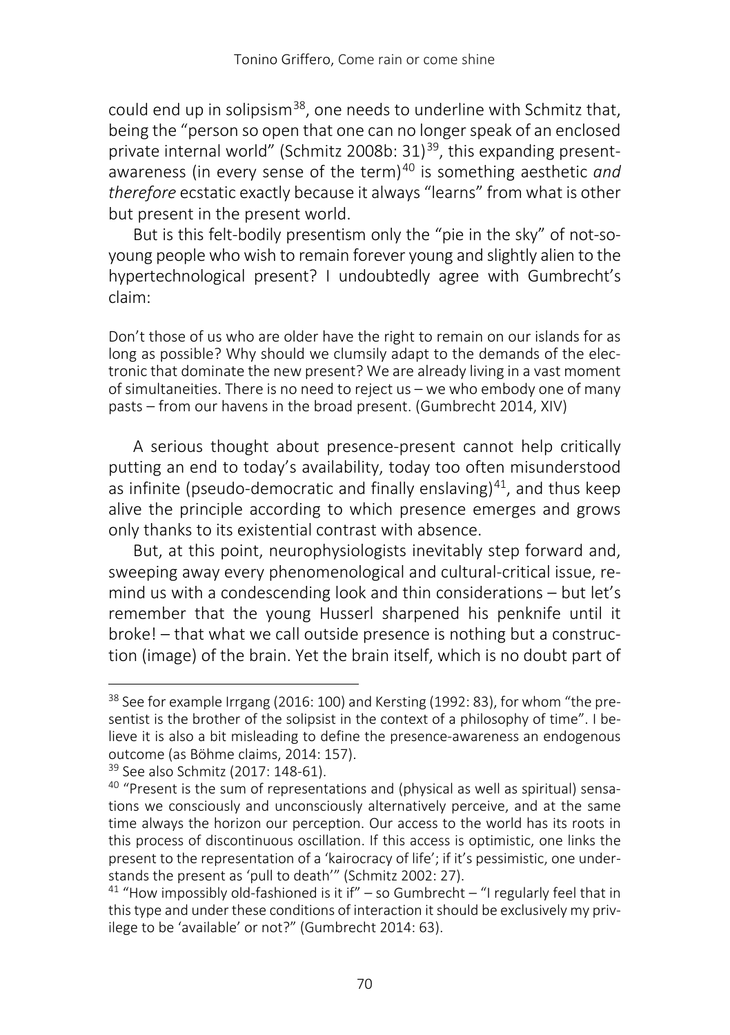could end up in solipsism[38], one needs to underline with Schmitz that, being the "person so open that one can no longer speak of an enclosed private internal world" (Schmitz 2008b: 31)[39], this expanding present-awareness (in every sense of the term)[40] is something aesthetic *and therefore* ecstatic exactly because it always "learns" from what is other but present in the present world.

But is this felt-bodily presentism only the "pie in the sky" of not-so-young people who wish to remain forever young and slightly alien to the hypertechnological present? I undoubtedly agree with Gumbrecht's claim:

> Don't those of us who are older have the right to remain on our islands for as long as possible? Why should we clumsily adapt to the demands of the electronic that dominate the new present? We are already living in a vast moment of simultaneities. There is no need to reject us – we who embody one of many pasts – from our havens in the broad present. (Gumbrecht 2014, XIV)

A serious thought about presence-present cannot help critically putting an end to today's availability, today too often misunderstood as infinite (pseudo-democratic and finally enslaving)[41], and thus keep alive the principle according to which presence emerges and grows only thanks to its existential contrast with absence.

But, at this point, neurophysiologists inevitably step forward and, sweeping away every phenomenological and cultural-critical issue, remind us with a condescending look and thin considerations – but let's remember that the young Husserl sharpened his penknife until it broke! – that what we call outside presence is nothing but a construction (image) of the brain. Yet the brain itself, which is no doubt part of

---

[38] See for example Irrgang (2016: 100) and Kersting (1992: 83), for whom "the presentist is the brother of the solipsist in the context of a philosophy of time". I believe it is also a bit misleading to define the presence-awareness an endogenous outcome (as Böhme claims, 2014: 157).

[39] See also Schmitz (2017: 148-61).

[40] "Present is the sum of representations and (physical as well as spiritual) sensations we consciously and unconsciously alternatively perceive, and at the same time always the horizon our perception. Our access to the world has its roots in this process of discontinuous oscillation. If this access is optimistic, one links the present to the representation of a 'kairocracy of life'; if it's pessimistic, one understands the present as 'pull to death'" (Schmitz 2002: 27).

[41] "How impossibly old-fashioned is it if" – so Gumbrecht – "I regularly feel that in this type and under these conditions of interaction it should be exclusively my privilege to be 'available' or not?" (Gumbrecht 2014: 63).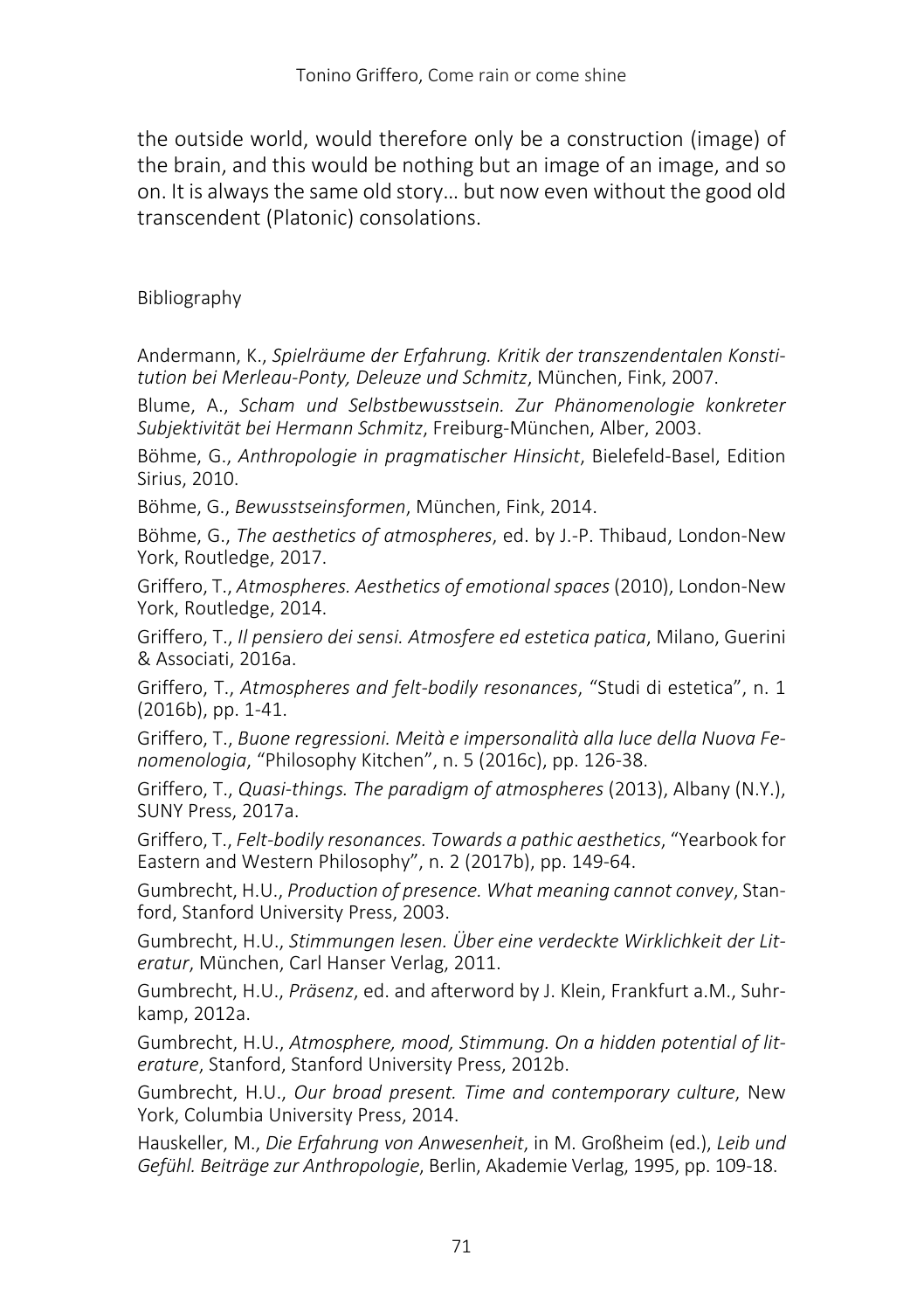the outside world, would therefore only be a construction (image) of the brain, and this would be nothing but an image of an image, and so on. It is always the same old story… but now even without the good old transcendent (Platonic) consolations.

## Bibliography

Andermann, K., *Spielräume der Erfahrung. Kritik der transzendentalen Konstitution bei Merleau-Ponty, Deleuze und Schmitz*, München, Fink, 2007.

Blume, A., *Scham und Selbstbewusstsein. Zur Phänomenologie konkreter Subjektivität bei Hermann Schmitz*, Freiburg-München, Alber, 2003.

Böhme, G., *Anthropologie in pragmatischer Hinsicht*, Bielefeld-Basel, Edition Sirius, 2010.

Böhme, G., *Bewusstseinsformen*, München, Fink, 2014.

Böhme, G., *The aesthetics of atmospheres*, ed. by J.-P. Thibaud, London-New York, Routledge, 2017.

Griffero, T., *Atmospheres. Aesthetics of emotional spaces* (2010), London-New York, Routledge, 2014.

Griffero, T., *Il pensiero dei sensi. Atmosfere ed estetica patica*, Milano, Guerini & Associati, 2016a.

Griffero, T., *Atmospheres and felt-bodily resonances*, "Studi di estetica", n. 1 (2016b), pp. 1-41.

Griffero, T., *Buone regressioni. Meità e impersonalità alla luce della Nuova Fenomenologia*, "Philosophy Kitchen", n. 5 (2016c), pp. 126-38.

Griffero, T., *Quasi-things. The paradigm of atmospheres* (2013), Albany (N.Y.), SUNY Press, 2017a.

Griffero, T., *Felt-bodily resonances. Towards a pathic aesthetics*, "Yearbook for Eastern and Western Philosophy", n. 2 (2017b), pp. 149-64.

Gumbrecht, H.U., *Production of presence. What meaning cannot convey*, Stanford, Stanford University Press, 2003.

Gumbrecht, H.U., *Stimmungen lesen. Über eine verdeckte Wirklichkeit der Literatur*, München, Carl Hanser Verlag, 2011.

Gumbrecht, H.U., *Präsenz*, ed. and afterword by J. Klein, Frankfurt a.M., Suhrkamp, 2012a.

Gumbrecht, H.U., *Atmosphere, mood, Stimmung. On a hidden potential of literature*, Stanford, Stanford University Press, 2012b.

Gumbrecht, H.U., *Our broad present. Time and contemporary culture*, New York, Columbia University Press, 2014.

Hauskeller, M., *Die Erfahrung von Anwesenheit*, in M. Großheim (ed.), *Leib und Gefühl. Beiträge zur Anthropologie*, Berlin, Akademie Verlag, 1995, pp. 109-18.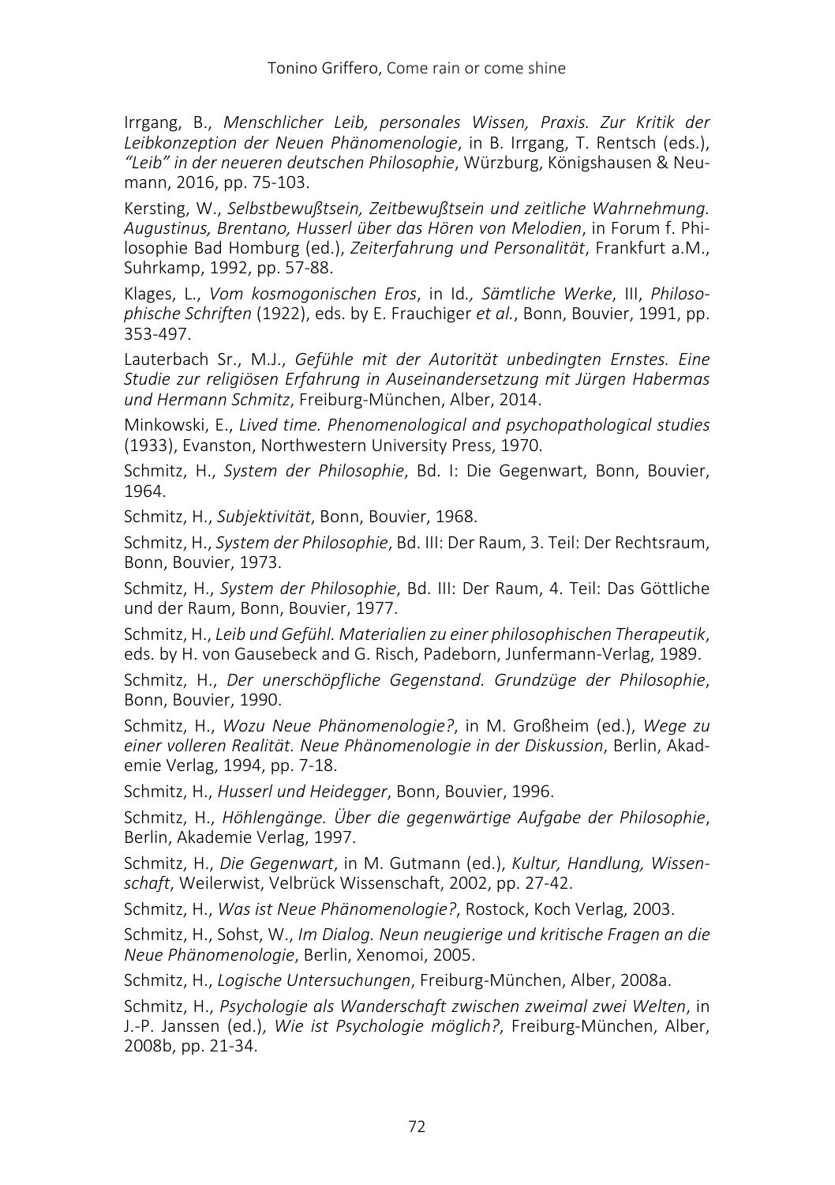Irrgang, B., *Menschlicher Leib, personales Wissen, Praxis. Zur Kritik der Leibkonzeption der Neuen Phänomenologie*, in B. Irrgang, T. Rentsch (eds.), *"Leib" in der neueren deutschen Philosophie*, Würzburg, Königshausen & Neumann, 2016, pp. 75-103.

Kersting, W., *Selbstbewußtsein, Zeitbewußtsein und zeitliche Wahrnehmung. Augustinus, Brentano, Husserl über das Hören von Melodien*, in Forum f. Philosophie Bad Homburg (ed.), *Zeiterfahrung und Personalität*, Frankfurt a.M., Suhrkamp, 1992, pp. 57-88.

Klages, L., *Vom kosmogonischen Eros*, in Id*., Sämtliche Werke*, III, *Philosophische Schriften* (1922), eds. by E. Frauchiger *et al.*, Bonn, Bouvier, 1991, pp. 353-497.

Lauterbach Sr., M.J., *Gefühle mit der Autorität unbedingten Ernstes. Eine Studie zur religiösen Erfahrung in Auseinandersetzung mit Jürgen Habermas und Hermann Schmitz*, Freiburg-München, Alber, 2014.

Minkowski, E., *Lived time. Phenomenological and psychopathological studies* (1933), Evanston, Northwestern University Press, 1970.

Schmitz, H., *System der Philosophie*, Bd. I: Die Gegenwart, Bonn, Bouvier, 1964.

Schmitz, H., *Subjektivität*, Bonn, Bouvier, 1968.

Schmitz, H., *System der Philosophie*, Bd. III: Der Raum, 3. Teil: Der Rechtsraum, Bonn, Bouvier, 1973.

Schmitz, H., *System der Philosophie*, Bd. III: Der Raum, 4. Teil: Das Göttliche und der Raum, Bonn, Bouvier, 1977.

Schmitz, H., *Leib und Gefühl. Materialien zu einer philosophischen Therapeutik*, eds. by H. von Gausebeck and G. Risch, Padeborn, Junfermann-Verlag, 1989.

Schmitz, H., *Der unerschöpfliche Gegenstand. Grundzüge der Philosophie*, Bonn, Bouvier, 1990.

Schmitz, H., *Wozu Neue Phänomenologie?*, in M. Großheim (ed.), *Wege zu einer volleren Realität. Neue Phänomenologie in der Diskussion*, Berlin, Akademie Verlag, 1994, pp. 7-18.

Schmitz, H., *Husserl und Heidegger*, Bonn, Bouvier, 1996.

Schmitz, H., *Höhlengänge. Über die gegenwärtige Aufgabe der Philosophie*, Berlin, Akademie Verlag, 1997.

Schmitz, H., *Die Gegenwart*, in M. Gutmann (ed.), *Kultur, Handlung, Wissenschaft*, Weilerwist, Velbrück Wissenschaft, 2002, pp. 27-42.

Schmitz, H., *Was ist Neue Phänomenologie?*, Rostock, Koch Verlag, 2003.

Schmitz, H., Sohst, W., *Im Dialog. Neun neugierige und kritische Fragen an die Neue Phänomenologie*, Berlin, Xenomoi, 2005.

Schmitz, H., *Logische Untersuchungen*, Freiburg-München, Alber, 2008a.

Schmitz, H., *Psychologie als Wanderschaft zwischen zweimal zwei Welten*, in J.-P. Janssen (ed.), *Wie ist Psychologie möglich?*, Freiburg-München, Alber, 2008b, pp. 21-34.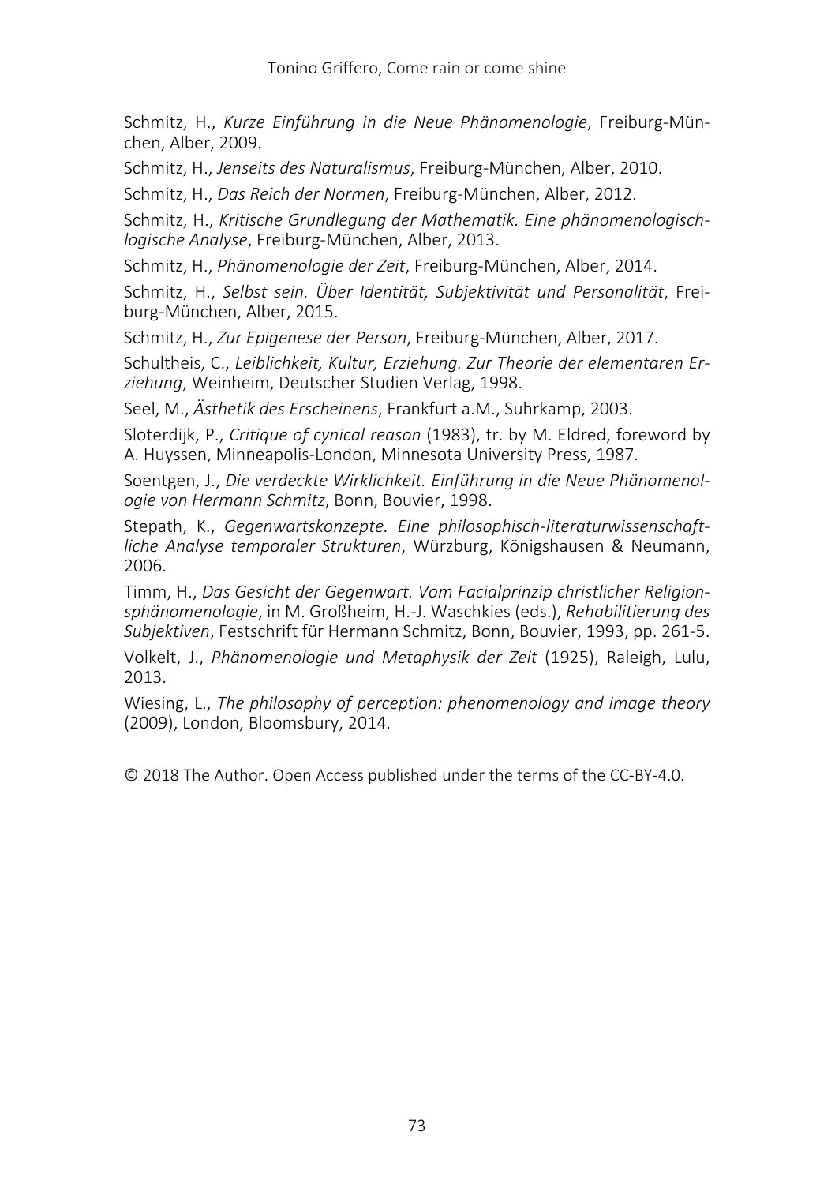Schmitz, H., *Kurze Einführung in die Neue Phänomenologie*, Freiburg-München, Alber, 2009.

Schmitz, H., *Jenseits des Naturalismus*, Freiburg-München, Alber, 2010.

Schmitz, H., *Das Reich der Normen*, Freiburg-München, Alber, 2012.

Schmitz, H., *Kritische Grundlegung der Mathematik. Eine phänomenologisch-logische Analyse*, Freiburg-München, Alber, 2013.

Schmitz, H., *Phänomenologie der Zeit*, Freiburg-München, Alber, 2014.

Schmitz, H., *Selbst sein. Über Identität, Subjektivität und Personalität*, Freiburg-München, Alber, 2015.

Schmitz, H., *Zur Epigenese der Person*, Freiburg-München, Alber, 2017.

Schultheis, C., *Leiblichkeit, Kultur, Erziehung. Zur Theorie der elementaren Erziehung*, Weinheim, Deutscher Studien Verlag, 1998.

Seel, M., *Ästhetik des Erscheinens*, Frankfurt a.M., Suhrkamp, 2003.

Sloterdijk, P., *Critique of cynical reason* (1983), tr. by M. Eldred, foreword by A. Huyssen, Minneapolis-London, Minnesota University Press, 1987.

Soentgen, J., *Die verdeckte Wirklichkeit. Einführung in die Neue Phänomenologie von Hermann Schmitz*, Bonn, Bouvier, 1998.

Stepath, K., *Gegenwartskonzepte. Eine philosophisch-literaturwissenschaftliche Analyse temporaler Strukturen*, Würzburg, Königshausen & Neumann, 2006.

Timm, H., *Das Gesicht der Gegenwart. Vom Facialprinzip christlicher Religionsphänomenologie*, in M. Großheim, H.-J. Waschkies (eds.), *Rehabilitierung des Subjektiven*, Festschrift für Hermann Schmitz, Bonn, Bouvier, 1993, pp. 261-5.

Volkelt, J., *Phänomenologie und Metaphysik der Zeit* (1925), Raleigh, Lulu, 2013.

Wiesing, L., *The philosophy of perception: phenomenology and image theory* (2009), London, Bloomsbury, 2014.

© 2018 The Author. Open Access published under the terms of the CC-BY-4.0.